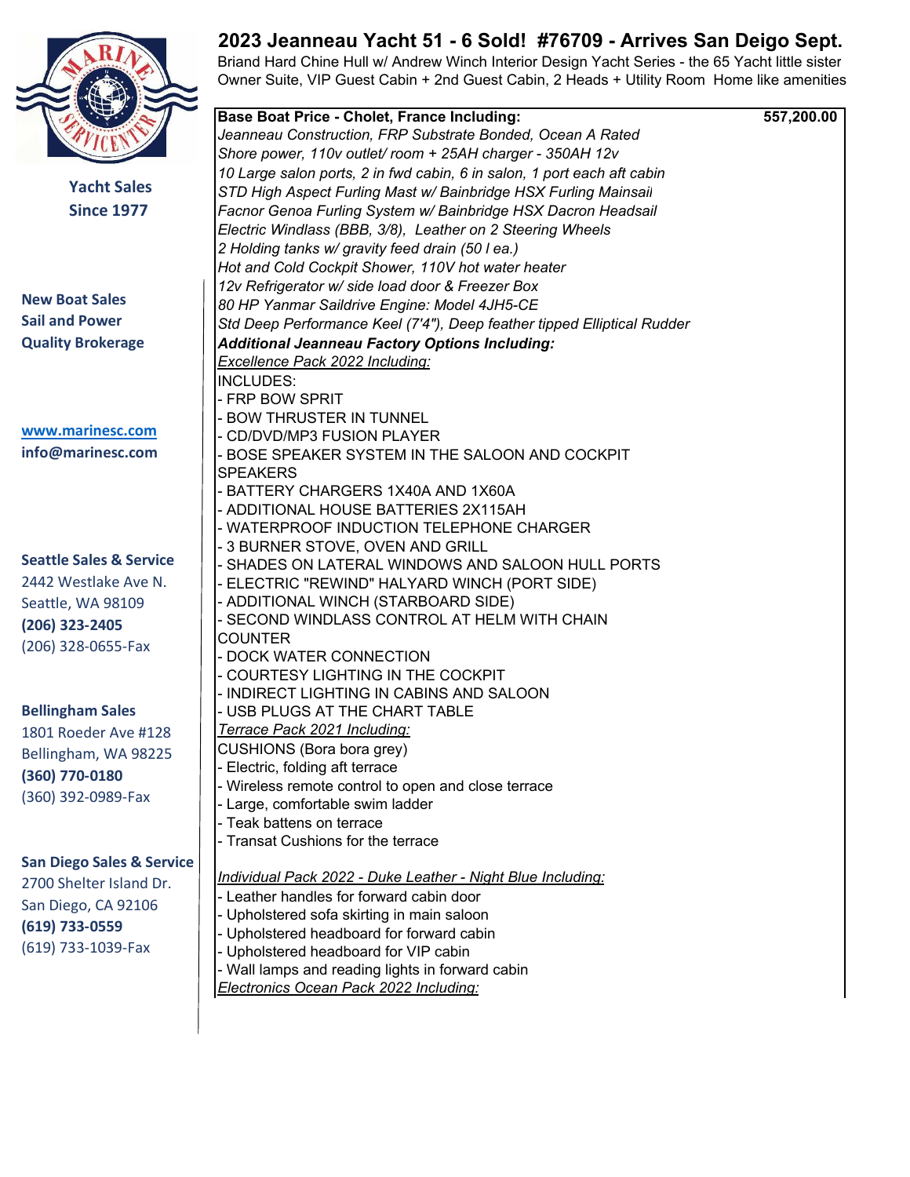# 2023 Jeanneau Yacht 51 - 6 Sold! #76709 - Arrives San Deigo Sept.

Briand Hard Chine Hull w/ Andrew Winch Interior Design Yacht Series - the 65 Yacht little sister
Owner Suite, VIP Guest Cabin + 2nd Guest Cabin, 2 Heads + Utility Room Home like amenities

Yacht Sales Since 1977

**New Boat Sales**
**Sail and Power**
**Quality Brokerage**

www.marinesc.com
info@marinesc.com

**Seattle Sales & Service**
2442 Westlake Ave N.
Seattle, WA 98109
**(206) 323-2405**
(206) 328-0655-Fax

**Bellingham Sales**
1801 Roeder Ave #128
Bellingham, WA 98225
**(360) 770-0180**
(360) 392-0989-Fax

**San Diego Sales & Service**
2700 Shelter Island Dr.
San Diego, CA 92106
**(619) 733-0559**
(619) 733-1039-Fax

| **Base Boat Price - Cholet, France Including:** | **557,200.00** |
|---|---|
| *Jeanneau Construction, FRP Substrate Bonded, Ocean A Rated* | |
| *Shore power, 110v outlet/ room + 25AH charger - 350AH 12v* | |
| *10 Large salon ports, 2 in fwd cabin, 6 in salon, 1 port each aft cabin* | |
| *STD High Aspect Furling Mast w/ Bainbridge HSX Furling Mainsail* | |
| *Facnor Genoa Furling System w/ Bainbridge HSX Dacron Headsail* | |
| *Electric Windlass (BBB, 3/8), Leather on 2 Steering Wheels* | |
| *2 Holding tanks w/ gravity feed drain (50 l ea.)* | |
| *Hot and Cold Cockpit Shower, 110V hot water heater* | |
| *12v Refrigerator w/ side load door & Freezer Box* | |
| *80 HP Yanmar Saildrive Engine: Model 4JH5-CE* | |
| *Std Deep Performance Keel (7'4"), Deep feather tipped Elliptical Rudder* | |
| ***Additional Jeanneau Factory Options Including:*** | |
| *Excellence Pack 2022 Including:* | |
| INCLUDES: | |
| - FRP BOW SPRIT | |
| - BOW THRUSTER IN TUNNEL | |
| - CD/DVD/MP3 FUSION PLAYER | |
| - BOSE SPEAKER SYSTEM IN THE SALOON AND COCKPIT SPEAKERS | |
| - BATTERY CHARGERS 1X40A AND 1X60A | |
| - ADDITIONAL HOUSE BATTERIES 2X115AH | |
| - WATERPROOF INDUCTION TELEPHONE CHARGER | |
| - 3 BURNER STOVE, OVEN AND GRILL | |
| - SHADES ON LATERAL WINDOWS AND SALOON HULL PORTS | |
| - ELECTRIC "REWIND" HALYARD WINCH (PORT SIDE) | |
| - ADDITIONAL WINCH (STARBOARD SIDE) | |
| - SECOND WINDLASS CONTROL AT HELM WITH CHAIN COUNTER | |
| - DOCK WATER CONNECTION | |
| - COURTESY LIGHTING IN THE COCKPIT | |
| - INDIRECT LIGHTING IN CABINS AND SALOON | |
| - USB PLUGS AT THE CHART TABLE | |
| *Terrace Pack 2021 Including:* | |
| CUSHIONS (Bora bora grey) | |
| - Electric, folding aft terrace | |
| - Wireless remote control to open and close terrace | |
| - Large, comfortable swim ladder | |
| - Teak battens on terrace | |
| - Transat Cushions for the terrace | |
| | |
| *Individual Pack 2022 - Duke Leather - Night Blue Including:* | |
| - Leather handles for forward cabin door | |
| - Upholstered sofa skirting in main saloon | |
| - Upholstered headboard for forward cabin | |
| - Upholstered headboard for VIP cabin | |
| - Wall lamps and reading lights in forward cabin | |
| *Electronics Ocean Pack 2022 Including:* | |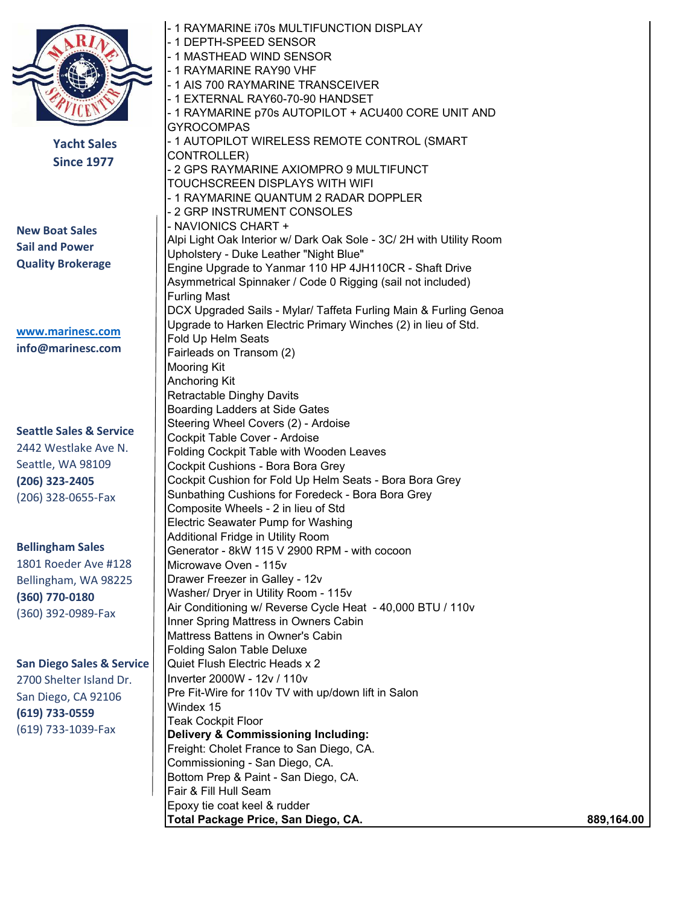Yacht Sales
Since 1977

**New Boat Sales**
**Sail and Power**
**Quality Brokerage**

www.marinesc.com
**info@marinesc.com**

**Seattle Sales & Service**
2442 Westlake Ave N.
Seattle, WA 98109
**(206) 323-2405**
(206) 328-0655-Fax

**Bellingham Sales**
1801 Roeder Ave #128
Bellingham, WA 98225
**(360) 770-0180**
(360) 392-0989-Fax

**San Diego Sales & Service**
2700 Shelter Island Dr.
San Diego, CA 92106
**(619) 733-0559**
(619) 733-1039-Fax

- 1 RAYMARINE i70s MULTIFUNCTION DISPLAY
- 1 DEPTH-SPEED SENSOR
- 1 MASTHEAD WIND SENSOR
- 1 RAYMARINE RAY90 VHF
- 1 AIS 700 RAYMARINE TRANSCEIVER
- 1 EXTERNAL RAY60-70-90 HANDSET
- 1 RAYMARINE p70s AUTOPILOT + ACU400 CORE UNIT AND GYROCOMPAS
- 1 AUTOPILOT WIRELESS REMOTE CONTROL (SMART CONTROLLER)
- 2 GPS RAYMARINE AXIOMPRO 9 MULTIFUNCT TOUCHSCREEN DISPLAYS WITH WIFI
- 1 RAYMARINE QUANTUM 2 RADAR DOPPLER
- 2 GRP INSTRUMENT CONSOLES
- NAVIONICS CHART +

Alpi Light Oak Interior w/ Dark Oak Sole - 3C/ 2H with Utility Room
Upholstery - Duke Leather "Night Blue"
Engine Upgrade to Yanmar 110 HP 4JH110CR - Shaft Drive
Asymmetrical Spinnaker / Code 0 Rigging (sail not included)
Furling Mast
DCX Upgraded Sails - Mylar/ Taffeta Furling Main & Furling Genoa
Upgrade to Harken Electric Primary Winches (2) in lieu of Std.
Fold Up Helm Seats
Fairleads on Transom (2)
Mooring Kit
Anchoring Kit
Retractable Dinghy Davits
Boarding Ladders at Side Gates
Steering Wheel Covers (2) - Ardoise
Cockpit Table Cover - Ardoise
Folding Cockpit Table with Wooden Leaves
Cockpit Cushions - Bora Bora Grey
Cockpit Cushion for Fold Up Helm Seats - Bora Bora Grey
Sunbathing Cushions for Foredeck - Bora Bora Grey
Composite Wheels - 2 in lieu of Std
Electric Seawater Pump for Washing
Additional Fridge in Utility Room
Generator - 8kW 115 V 2900 RPM - with cocoon
Microwave Oven - 115v
Drawer Freezer in Galley - 12v
Washer/ Dryer in Utility Room - 115v
Air Conditioning w/ Reverse Cycle Heat - 40,000 BTU / 110v
Inner Spring Mattress in Owners Cabin
Mattress Battens in Owner's Cabin
Folding Salon Table Deluxe
Quiet Flush Electric Heads x 2
Inverter 2000W - 12v / 110v
Pre Fit-Wire for 110v TV with up/down lift in Salon
Windex 15
Teak Cockpit Floor

**Delivery & Commissioning Including:**
Freight: Cholet France to San Diego, CA.
Commissioning - San Diego, CA.
Bottom Prep & Paint - San Diego, CA.
Fair & Fill Hull Seam
Epoxy tie coat keel & rudder

| **Total Package Price, San Diego, CA.** | **889,164.00** |
|---|---|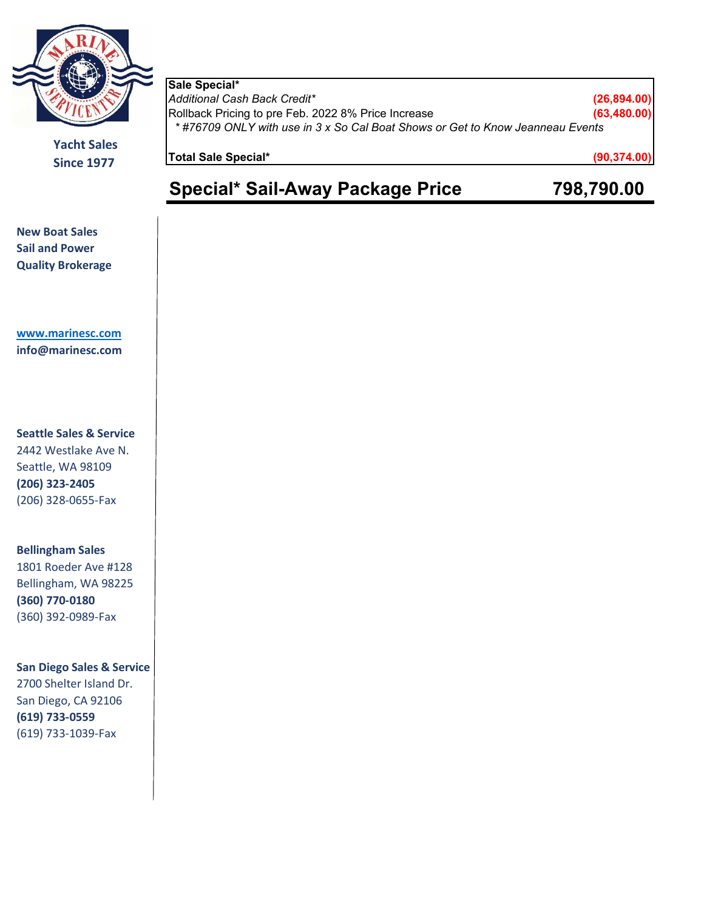Yacht Sales
Since 1977

New Boat Sales
Sail and Power
Quality Brokerage

www.marinesc.com
info@marinesc.com

**Seattle Sales & Service**
2442 Westlake Ave N.
Seattle, WA 98109
**(206) 323-2405**
(206) 328-0655-Fax

**Bellingham Sales**
1801 Roeder Ave #128
Bellingham, WA 98225
**(360) 770-0180**
(360) 392-0989-Fax

**San Diego Sales & Service**
2700 Shelter Island Dr.
San Diego, CA 92106
**(619) 733-0559**
(619) 733-1039-Fax

| **Sale Special*** | |
|---|---|
| *Additional Cash Back Credit** | **(26,894.00)** |
| Rollback Pricing to pre Feb. 2022 8% Price Increase | **(63,480.00)** |
| * *#76709 ONLY with use in 3 x So Cal Boat Shows or Get to Know Jeanneau Events* | |
| **Total Sale Special*** | **(90,374.00)** |

## Special* Sail-Away Package Price 798,790.00